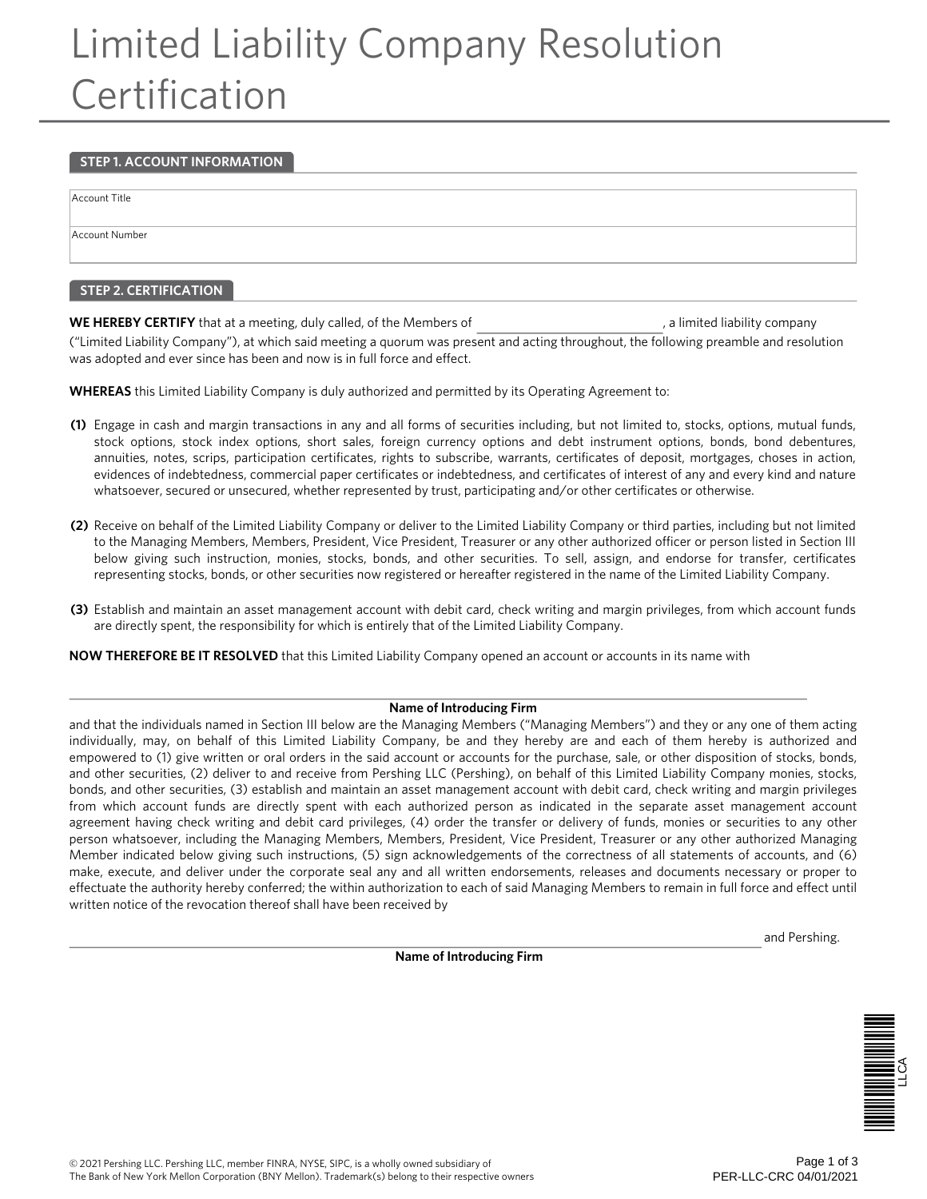# Limited Liability Company Resolution Certification

## STEP 1. ACCOUNT INFORMATION

| Account Title |
| --- |
| Account Number |

## STEP 2. CERTIFICATION

**WE HEREBY CERTIFY** that at a meeting, duly called, of the Members of \_\_\_\_\_\_\_\_\_\_\_\_\_\_\_\_\_\_\_\_\_\_\_\_\_\_, a limited liability company ("Limited Liability Company"), at which said meeting a quorum was present and acting throughout, the following preamble and resolution was adopted and ever since has been and now is in full force and effect.

**WHEREAS** this Limited Liability Company is duly authorized and permitted by its Operating Agreement to:

**(1)** Engage in cash and margin transactions in any and all forms of securities including, but not limited to, stocks, options, mutual funds, stock options, stock index options, short sales, foreign currency options and debt instrument options, bonds, bond debentures, annuities, notes, scrips, participation certificates, rights to subscribe, warrants, certificates of deposit, mortgages, choses in action, evidences of indebtedness, commercial paper certificates or indebtedness, and certificates of interest of any and every kind and nature whatsoever, secured or unsecured, whether represented by trust, participating and/or other certificates or otherwise.

**(2)** Receive on behalf of the Limited Liability Company or deliver to the Limited Liability Company or third parties, including but not limited to the Managing Members, Members, President, Vice President, Treasurer or any other authorized officer or person listed in Section III below giving such instruction, monies, stocks, bonds, and other securities. To sell, assign, and endorse for transfer, certificates representing stocks, bonds, or other securities now registered or hereafter registered in the name of the Limited Liability Company.

**(3)** Establish and maintain an asset management account with debit card, check writing and margin privileges, from which account funds are directly spent, the responsibility for which is entirely that of the Limited Liability Company.

**NOW THEREFORE BE IT RESOLVED** that this Limited Liability Company opened an account or accounts in its name with

\_\_\_\_\_\_\_\_\_\_\_\_\_\_\_\_\_\_\_\_\_\_\_\_\_\_\_\_\_\_\_\_\_\_\_\_\_\_\_\_\_\_\_\_\_\_\_\_\_\_\_\_\_\_\_\_\_\_
**Name of Introducing Firm**

and that the individuals named in Section III below are the Managing Members ("Managing Members") and they or any one of them acting individually, may, on behalf of this Limited Liability Company, be and they hereby are and each of them hereby is authorized and empowered to (1) give written or oral orders in the said account or accounts for the purchase, sale, or other disposition of stocks, bonds, and other securities, (2) deliver to and receive from Pershing LLC (Pershing), on behalf of this Limited Liability Company monies, stocks, bonds, and other securities, (3) establish and maintain an asset management account with debit card, check writing and margin privileges from which account funds are directly spent with each authorized person as indicated in the separate asset management account agreement having check writing and debit card privileges, (4) order the transfer or delivery of funds, monies or securities to any other person whatsoever, including the Managing Members, Members, President, Vice President, Treasurer or any other authorized Managing Member indicated below giving such instructions, (5) sign acknowledgements of the correctness of all statements of accounts, and (6) make, execute, and deliver under the corporate seal any and all written endorsements, releases and documents necessary or proper to effectuate the authority hereby conferred; the within authorization to each of said Managing Members to remain in full force and effect until written notice of the revocation thereof shall have been received by

\_\_\_\_\_\_\_\_\_\_\_\_\_\_\_\_\_\_\_\_\_\_\_\_\_\_\_\_\_\_\_\_\_\_\_\_\_\_\_\_\_\_\_\_\_\_\_\_\_\_\_\_\_\_\_\_\_\_ and Pershing.
**Name of Introducing Firm**

© 2021 Pershing LLC. Pershing LLC, member FINRA, NYSE, SIPC, is a wholly owned subsidiary of The Bank of New York Mellon Corporation (BNY Mellon). Trademark(s) belong to their respective owners

PER-LLC-CRC 04/01/2021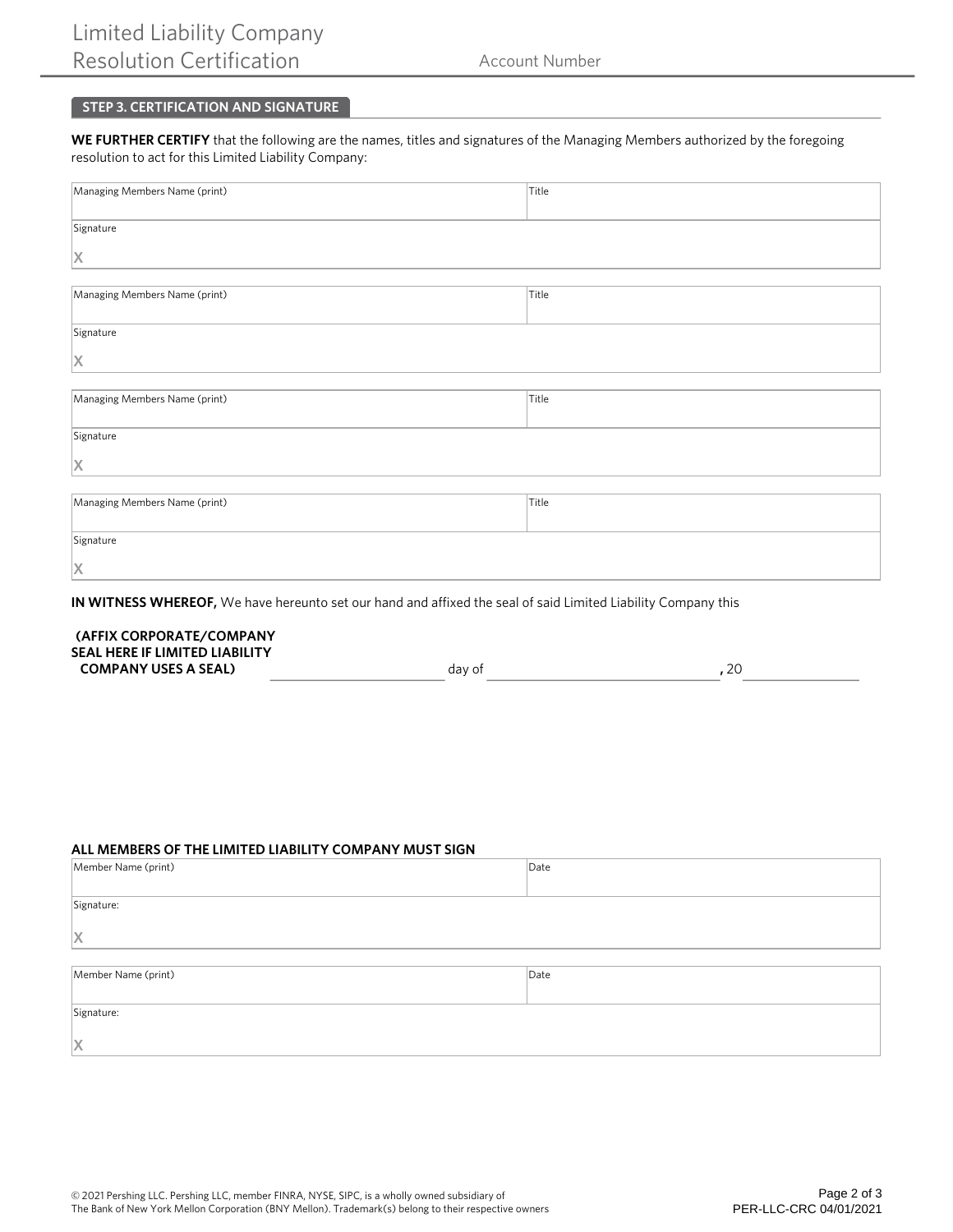Limited Liability Company Resolution Certification

Account Number

## STEP 3. CERTIFICATION AND SIGNATURE

**WE FURTHER CERTIFY** that the following are the names, titles and signatures of the Managing Members authorized by the foregoing resolution to act for this Limited Liability Company:

| Managing Members Name (print) | Title |
|---|---|
| Signature<br>X | |

| Managing Members Name (print) | Title |
|---|---|
| Signature<br>X | |

| Managing Members Name (print) | Title |
|---|---|
| Signature<br>X | |

| Managing Members Name (print) | Title |
|---|---|
| Signature<br>X | |

**IN WITNESS WHEREOF,** We have hereunto set our hand and affixed the seal of said Limited Liability Company this

**(AFFIX CORPORATE/COMPANY SEAL HERE IF LIMITED LIABILITY COMPANY USES A SEAL)** ______________ day of ______________ **,** 20 ________

**ALL MEMBERS OF THE LIMITED LIABILITY COMPANY MUST SIGN**

| Member Name (print) | Date |
|---|---|
| Signature:<br>X | |

| Member Name (print) | Date |
|---|---|
| Signature:<br>X | |

© 2021 Pershing LLC. Pershing LLC, member FINRA, NYSE, SIPC, is a wholly owned subsidiary of The Bank of New York Mellon Corporation (BNY Mellon). Trademark(s) belong to their respective owners

PER-LLC-CRC 04/01/2021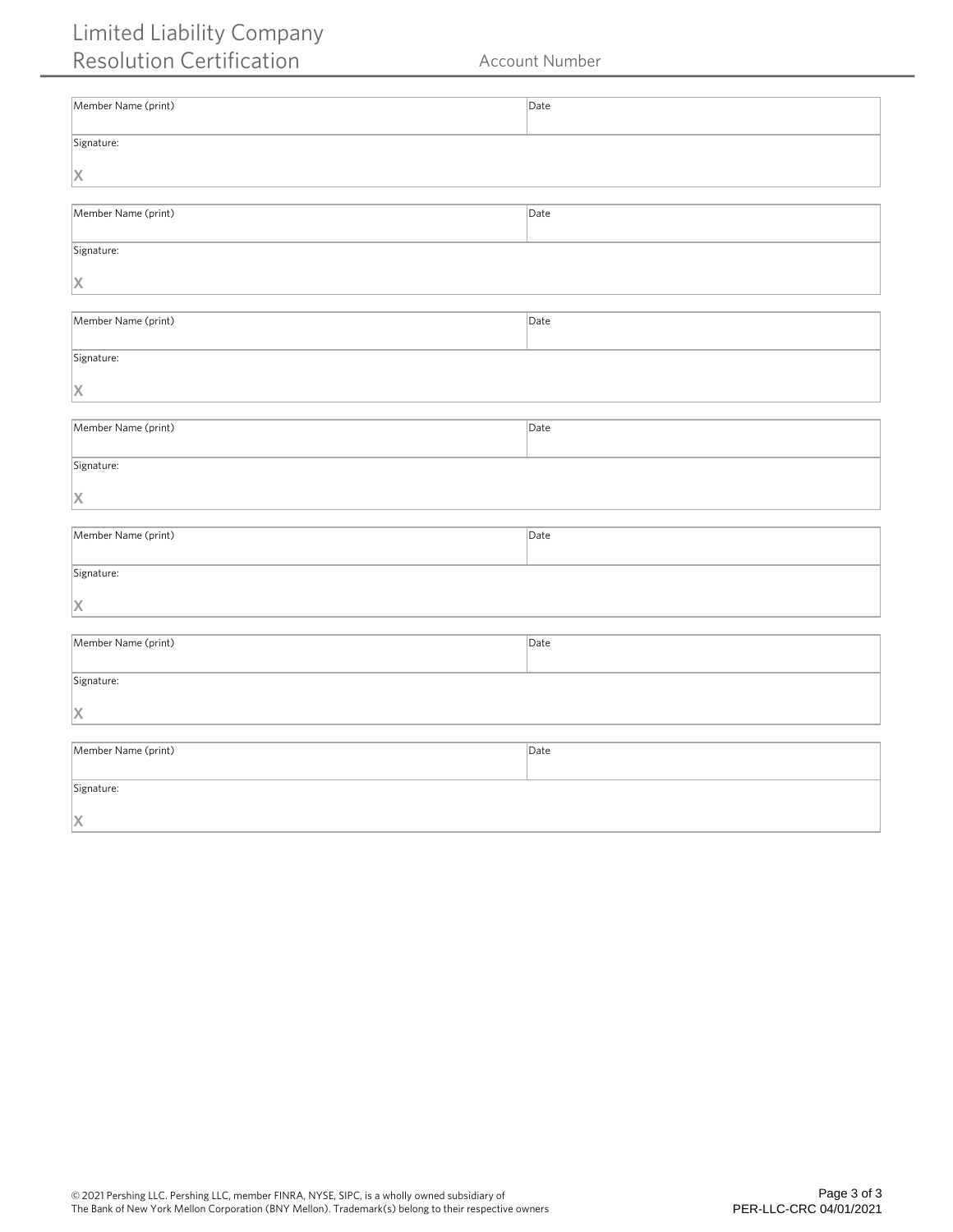| Member Name (print) | Date |
| --- | --- |
| Signature: X | |

| Member Name (print) | Date |
| --- | --- |
| Signature: X | |

| Member Name (print) | Date |
| --- | --- |
| Signature: X | |

| Member Name (print) | Date |
| --- | --- |
| Signature: X | |

| Member Name (print) | Date |
| --- | --- |
| Signature: X | |

| Member Name (print) | Date |
| --- | --- |
| Signature: X | |

| Member Name (print) | Date |
| --- | --- |
| Signature: X | |

© 2021 Pershing LLC. Pershing LLC, member FINRA, NYSE, SIPC, is a wholly owned subsidiary of The Bank of New York Mellon Corporation (BNY Mellon). Trademark(s) belong to their respective owners

PER-LLC-CRC 04/01/2021